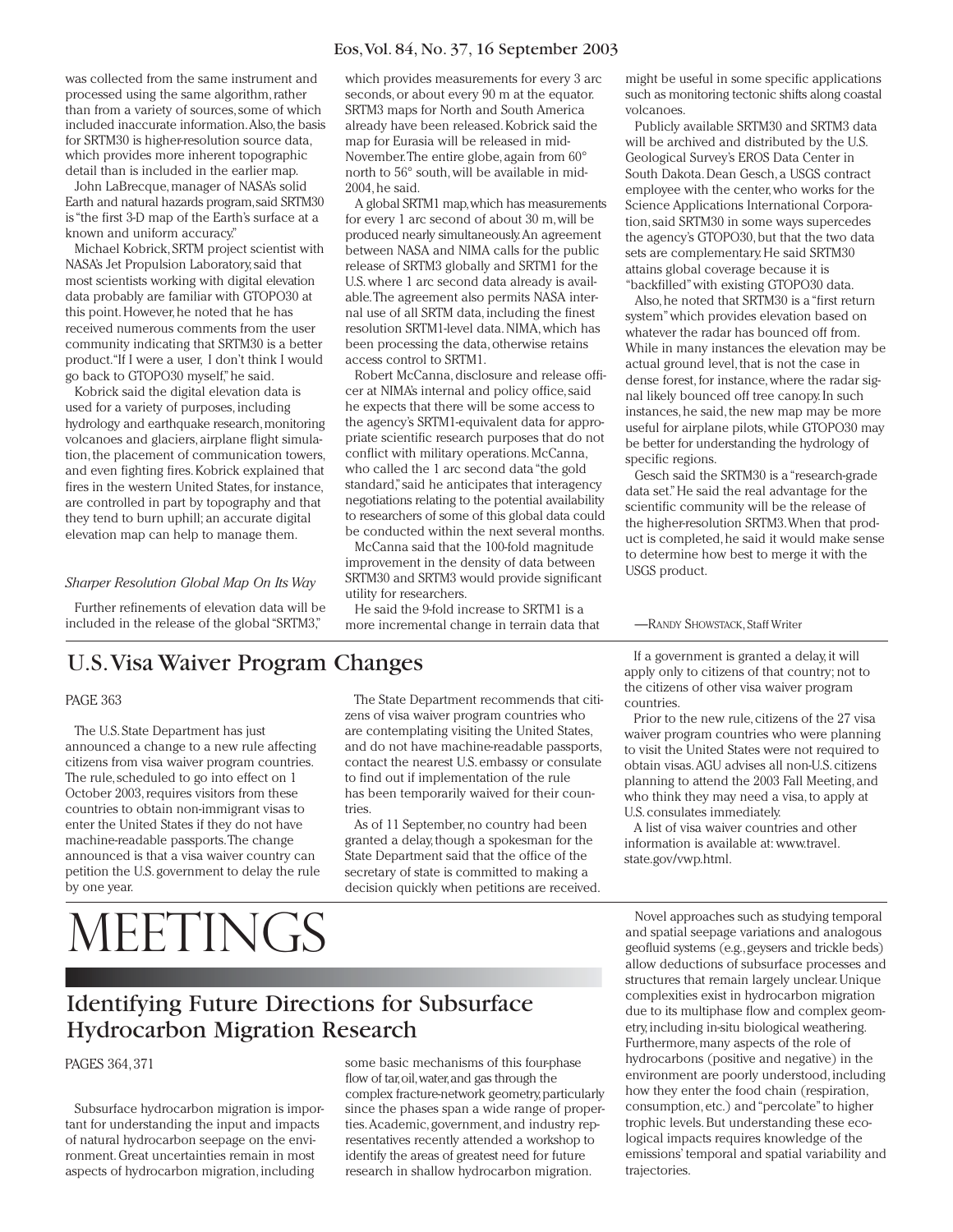was collected from the same instrument and processed using the same algorithm, rather than from a variety of sources, some of which included inaccurate information. Also, the basis for SRTM30 is higher-resolution source data, which provides more inherent topographic detail than is included in the earlier map.

John LaBrecque, manager of NASA's solid Earth and natural hazards program, said SRTM30 is "the first 3-D map of the Earth's surface at a known and uniform accuracy."

Michael Kobrick, SRTM project scientist with NASA's Jet Propulsion Laboratory, said that most scientists working with digital elevation data probably are familiar with GTOPO30 at this point. However, he noted that he has received numerous comments from the user community indicating that SRTM30 is a better product. "If I were a user, I don't think I would go back to GTOPO30 myself," he said.

Kobrick said the digital elevation data is used for a variety of purposes, including hydrology and earthquake research, monitoring volcanoes and glaciers, airplane flight simulation, the placement of communication towers, and even fighting fires. Kobrick explained that fires in the western United States, for instance, are controlled in part by topography and that they tend to burn uphill; an accurate digital elevation map can help to manage them.

*Sharper Resolution Global Map On Its Way*

Further refinements of elevation data will be included in the release of the global "SRTM3," which provides measurements for every 3 arc seconds, or about every 90 m at the equator. SRTM3 maps for North and South America already have been released. Kobrick said the map for Eurasia will be released in mid-November. The entire globe, again from 60° north to 56° south, will be available in mid-2004, he said.

A global SRTM1 map, which has measurements for every 1 arc second of about 30 m, will be produced nearly simultaneously. An agreement between NASA and NIMA calls for the public release of SRTM3 globally and SRTM1 for the U.S. where 1 arc second data already is available. The agreement also permits NASA internal use of all SRTM data, including the finest resolution SRTM1-level data. NIMA, which has been processing the data, otherwise retains access control to SRTM1.

Robert McCanna, disclosure and release officer at NIMA's internal and policy office, said he expects that there will be some access to the agency's SRTM1-equivalent data for appropriate scientific research purposes that do not conflict with military operations. McCanna, who called the 1 arc second data "the gold standard," said he anticipates that interagency negotiations relating to the potential availability to researchers of some of this global data could be conducted within the next several months.

McCanna said that the 100-fold magnitude improvement in the density of data between SRTM30 and SRTM3 would provide significant utility for researchers.

He said the 9-fold increase to SRTM1 is a more incremental change in terrain data that might be useful in some specific applications such as monitoring tectonic shifts along coastal volcanoes.

Publicly available SRTM30 and SRTM3 data will be archived and distributed by the U.S. Geological Survey's EROS Data Center in South Dakota. Dean Gesch, a USGS contract employee with the center, who works for the Science Applications International Corporation, said SRTM30 in some ways supercedes the agency's GTOPO30, but that the two data sets are complementary. He said SRTM30 attains global coverage because it is "backfilled" with existing GTOPO30 data.

Also, he noted that SRTM30 is a "first return system" which provides elevation based on whatever the radar has bounced off from. While in many instances the elevation may be actual ground level, that is not the case in dense forest, for instance, where the radar signal likely bounced off tree canopy. In such instances, he said, the new map may be more useful for airplane pilots, while GTOPO30 may be better for understanding the hydrology of specific regions.

Gesch said the SRTM30 is a "research-grade data set." He said the real advantage for the scientific community will be the release of the higher-resolution SRTM3. When that product is completed, he said it would make sense to determine how best to merge it with the USGS product.

—Randy Showstack, Staff Writer

## U.S. Visa Waiver Program Changes

PAGE 363

The U.S. State Department has just announced a change to a new rule affecting citizens from visa waiver program countries. The rule, scheduled to go into effect on 1 October 2003, requires visitors from these countries to obtain non-immigrant visas to enter the United States if they do not have machine-readable passports. The change announced is that a visa waiver country can petition the U.S. government to delay the rule by one year.

The State Department recommends that citizens of visa waiver program countries who are contemplating visiting the United States, and do not have machine-readable passports, contact the nearest U.S. embassy or consulate to find out if implementation of the rule has been temporarily waived for their countries.

As of 11 September, no country had been granted a delay, though a spokesman for the State Department said that the office of the secretary of state is committed to making a decision quickly when petitions are received.

If a government is granted a delay, it will apply only to citizens of that country; not to the citizens of other visa waiver program countries.

Prior to the new rule, citizens of the 27 visa waiver program countries who were planning to visit the United States were not required to obtain visas. AGU advises all non-U.S. citizens planning to attend the 2003 Fall Meeting, and who think they may need a visa, to apply at U.S. consulates immediately.

A list of visa waiver countries and other information is available at: www.travel.state.gov/vwp.html.

# MEETINGS

## Identifying Future Directions for Subsurface Hydrocarbon Migration Research

PAGES 364, 371

Subsurface hydrocarbon migration is important for understanding the input and impacts of natural hydrocarbon seepage on the environment. Great uncertainties remain in most aspects of hydrocarbon migration, including some basic mechanisms of this four-phase flow of tar, oil, water, and gas through the complex fracture-network geometry, particularly since the phases span a wide range of properties. Academic, government, and industry representatives recently attended a workshop to identify the areas of greatest need for future research in shallow hydrocarbon migration.

Novel approaches such as studying temporal and spatial seepage variations and analogous geofluid systems (e.g., geysers and trickle beds) allow deductions of subsurface processes and structures that remain largely unclear. Unique complexities exist in hydrocarbon migration due to its multiphase flow and complex geometry, including in-situ biological weathering. Furthermore, many aspects of the role of hydrocarbons (positive and negative) in the environment are poorly understood, including how they enter the food chain (respiration, consumption, etc.) and "percolate" to higher trophic levels. But understanding these ecological impacts requires knowledge of the emissions' temporal and spatial variability and trajectories.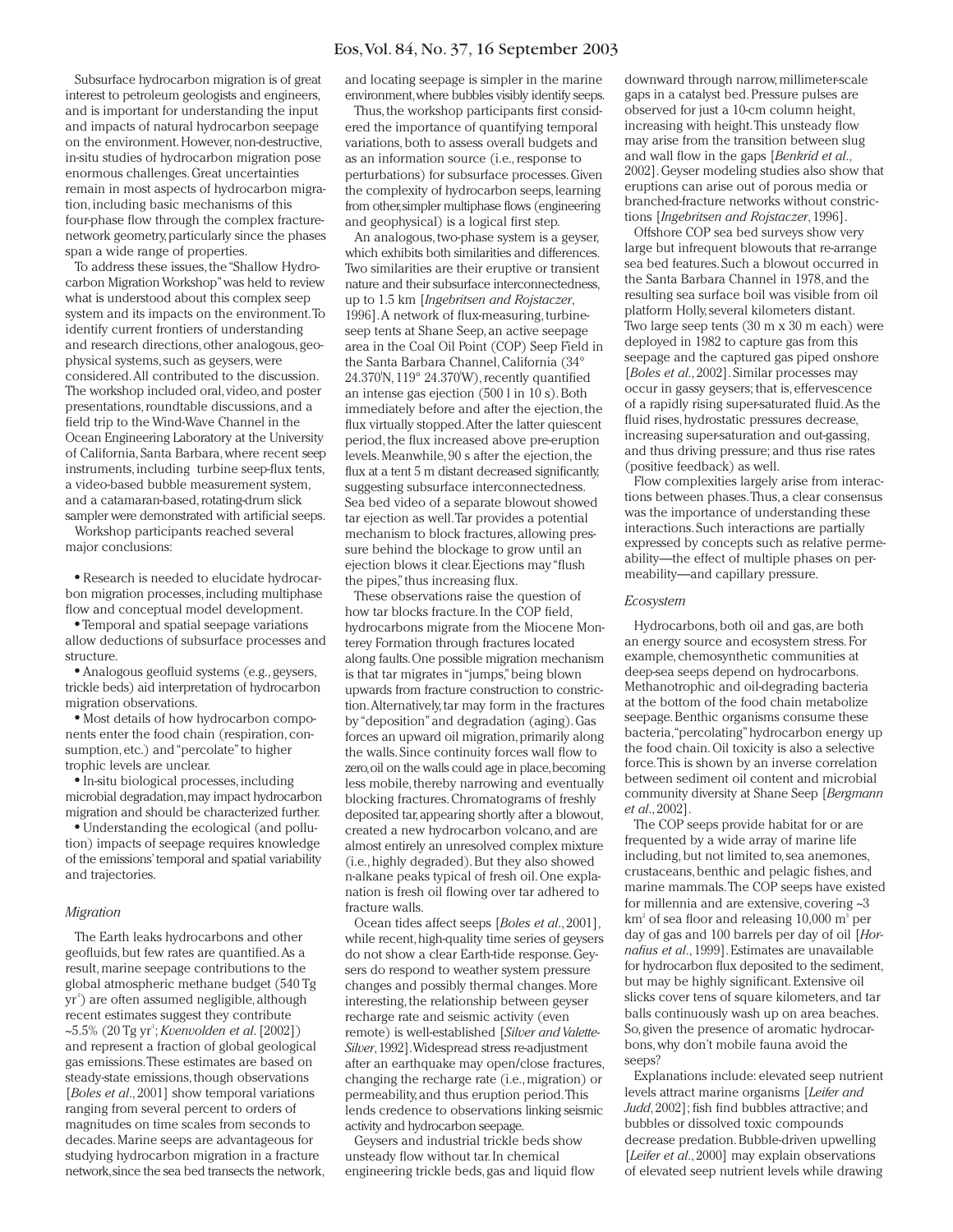Subsurface hydrocarbon migration is of great interest to petroleum geologists and engineers, and is important for understanding the input and impacts of natural hydrocarbon seepage on the environment. However, non-destructive, in-situ studies of hydrocarbon migration pose enormous challenges. Great uncertainties remain in most aspects of hydrocarbon migration, including basic mechanisms of this four-phase flow through the complex fracture-network geometry, particularly since the phases span a wide range of properties.

To address these issues, the "Shallow Hydrocarbon Migration Workshop" was held to review what is understood about this complex seep system and its impacts on the environment. To identify current frontiers of understanding and research directions, other analogous, geophysical systems, such as geysers, were considered. All contributed to the discussion. The workshop included oral, video, and poster presentations, roundtable discussions, and a field trip to the Wind-Wave Channel in the Ocean Engineering Laboratory at the University of California, Santa Barbara, where recent seep instruments, including turbine seep-flux tents, a video-based bubble measurement system, and a catamaran-based, rotating-drum slick sampler were demonstrated with artificial seeps.

Workshop participants reached several major conclusions:

- Research is needed to elucidate hydrocarbon migration processes, including multiphase flow and conceptual model development.
- Temporal and spatial seepage variations allow deductions of subsurface processes and structure.
- Analogous geofluid systems (e.g., geysers, trickle beds) aid interpretation of hydrocarbon migration observations.
- Most details of how hydrocarbon components enter the food chain (respiration, consumption, etc.) and "percolate" to higher trophic levels are unclear.
- In-situ biological processes, including microbial degradation, may impact hydrocarbon migration and should be characterized further.
- Understanding the ecological (and pollution) impacts of seepage requires knowledge of the emissions' temporal and spatial variability and trajectories.

### *Migration*

The Earth leaks hydrocarbons and other geofluids, but few rates are quantified. As a result, marine seepage contributions to the global atmospheric methane budget (540 Tg $yr^{-1}$) are often assumed negligible, although recent estimates suggest they contribute ~5.5% (20 Tg $yr^{-1}$; *Kvenvolden et al.* [2002]) and represent a fraction of global geological gas emissions. These estimates are based on steady-state emissions, though observations [*Boles et al.*, 2001] show temporal variations ranging from several percent to orders of magnitudes on time scales from seconds to decades. Marine seeps are advantageous for studying hydrocarbon migration in a fracture network, since the sea bed transects the network, and locating seepage is simpler in the marine environment, where bubbles visibly identify seeps.

Thus, the workshop participants first considered the importance of quantifying temporal variations, both to assess overall budgets and as an information source (i.e., response to perturbations) for subsurface processes. Given the complexity of hydrocarbon seeps, learning from other, simpler multiphase flows (engineering and geophysical) is a logical first step.

An analogous, two-phase system is a geyser, which exhibits both similarities and differences. Two similarities are their eruptive or transient nature and their subsurface interconnectedness, up to 1.5 km [*Ingebritsen and Rojstaczer*, 1996]. A network of flux-measuring, turbine-seep tents at Shane Seep, an active seepage area in the Coal Oil Point (COP) Seep Field in the Santa Barbara Channel, California (34° 24.370'N, 119° 24.370'W), recently quantified an intense gas ejection (500 l in 10 s). Both immediately before and after the ejection, the flux virtually stopped. After the latter quiescent period, the flux increased above pre-eruption levels. Meanwhile, 90 s after the ejection, the flux at a tent 5 m distant decreased significantly, suggesting subsurface interconnectedness. Sea bed video of a separate blowout showed tar ejection as well. Tar provides a potential mechanism to block fractures, allowing pressure behind the blockage to grow until an ejection blows it clear. Ejections may "flush the pipes," thus increasing flux.

These observations raise the question of how tar blocks fracture. In the COP field, hydrocarbons migrate from the Miocene Monterey Formation through fractures located along faults. One possible migration mechanism is that tar migrates in "jumps," being blown upwards from fracture construction to constriction. Alternatively, tar may form in the fractures by "deposition" and degradation (aging). Gas forces an upward oil migration, primarily along the walls. Since continuity forces wall flow to zero, oil on the walls could age in place, becoming less mobile, thereby narrowing and eventually blocking fractures. Chromatograms of freshly deposited tar, appearing shortly after a blowout, created a new hydrocarbon volcano, and are almost entirely an unresolved complex mixture (i.e., highly degraded). But they also showed n-alkane peaks typical of fresh oil. One explanation is fresh oil flowing over tar adhered to fracture walls.

Ocean tides affect seeps [*Boles et al.*, 2001], while recent, high-quality time series of geysers do not show a clear Earth-tide response. Geysers do respond to weather system pressure changes and possibly thermal changes. More interesting, the relationship between geyser recharge rate and seismic activity (even remote) is well-established [*Silver and Valette-Silver*, 1992]. Widespread stress re-adjustment after an earthquake may open/close fractures, changing the recharge rate (i.e., migration) or permeability, and thus eruption period. This lends credence to observations linking seismic activity and hydrocarbon seepage.

Geysers and industrial trickle beds show unsteady flow without tar. In chemical engineering trickle beds, gas and liquid flow downward through narrow, millimeter-scale gaps in a catalyst bed. Pressure pulses are observed for just a 10-cm column height, increasing with height. This unsteady flow may arise from the transition between slug and wall flow in the gaps [*Benkrid et al.*, 2002]. Geyser modeling studies also show that eruptions can arise out of porous media or branched-fracture networks without constrictions [*Ingebritsen and Rojstaczer*, 1996].

Offshore COP sea bed surveys show very large but infrequent blowouts that re-arrange sea bed features. Such a blowout occurred in the Santa Barbara Channel in 1978, and the resulting sea surface boil was visible from oil platform Holly, several kilometers distant. Two large seep tents (30 m x 30 m each) were deployed in 1982 to capture gas from this seepage and the captured gas piped onshore [*Boles et al.*, 2002]. Similar processes may occur in gassy geysers; that is, effervescence of a rapidly rising super-saturated fluid. As the fluid rises, hydrostatic pressures decrease, increasing super-saturation and out-gassing, and thus driving pressure; and thus rise rates (positive feedback) as well.

Flow complexities largely arise from interactions between phases. Thus, a clear consensus was the importance of understanding these interactions. Such interactions are partially expressed by concepts such as relative permeability—the effect of multiple phases on permeability—and capillary pressure.

### *Ecosystem*

Hydrocarbons, both oil and gas, are both an energy source and ecosystem stress. For example, chemosynthetic communities at deep-sea seeps depend on hydrocarbons. Methanotrophic and oil-degrading bacteria at the bottom of the food chain metabolize seepage. Benthic organisms consume these bacteria, "percolating" hydrocarbon energy up the food chain. Oil toxicity is also a selective force. This is shown by an inverse correlation between sediment oil content and microbial community diversity at Shane Seep [*Bergmann et al.*, 2002].

The COP seeps provide habitat for or are frequented by a wide array of marine life including, but not limited to, sea anemones, crustaceans, benthic and pelagic fishes, and marine mammals. The COP seeps have existed for millennia and are extensive, covering ~3 $km^2$ of sea floor and releasing 10,000 $m^3$ per day of gas and 100 barrels per day of oil [*Hornafius et al.*, 1999]. Estimates are unavailable for hydrocarbon flux deposited to the sediment, but may be highly significant. Extensive oil slicks cover tens of square kilometers, and tar balls continuously wash up on area beaches. So, given the presence of aromatic hydrocarbons, why don't mobile fauna avoid the seeps?

Explanations include: elevated seep nutrient levels attract marine organisms [*Leifer and Judd*, 2002]; fish find bubbles attractive; and bubbles or dissolved toxic compounds decrease predation. Bubble-driven upwelling [*Leifer et al.*, 2000] may explain observations of elevated seep nutrient levels while drawing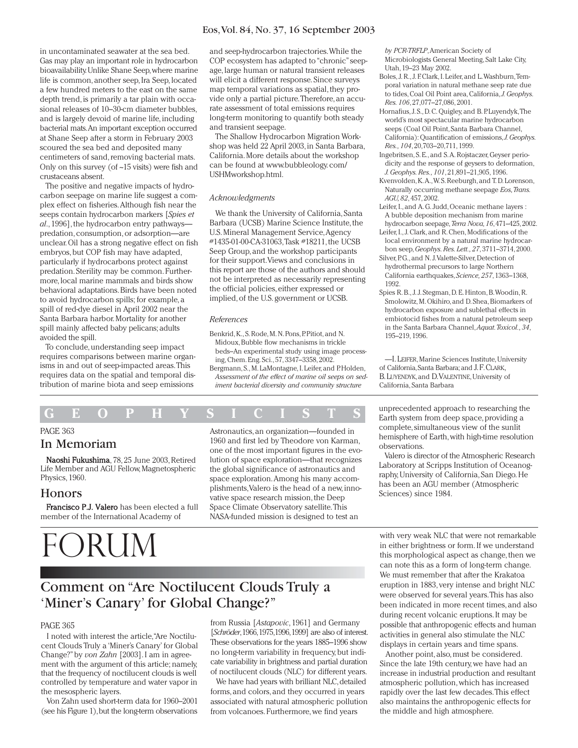in uncontaminated seawater at the sea bed. Gas may play an important role in hydrocarbon bioavailability. Unlike Shane Seep, where marine life is common, another seep, Ira Seep, located a few hundred meters to the east on the same depth trend, is primarily a tar plain with occasional releases of 10–30-cm diameter bubbles, and is largely devoid of marine life, including bacterial mats. An important exception occurred at Shane Seep after a storm in February 2003 scoured the sea bed and deposited many centimeters of sand, removing bacterial mats. Only on this survey (of ~15 visits) were fish and crustaceans absent.

The positive and negative impacts of hydrocarbon seepage on marine life suggest a complex effect on fisheries. Although fish near the seeps contain hydrocarbon markers [*Spies et al.*, 1996], the hydrocarbon entry pathways—predation, consumption, or adsorption—are unclear. Oil has a strong negative effect on fish embryos, but COP fish may have adapted, particularly if hydrocarbons protect against predation. Sterility may be common. Furthermore, local marine mammals and birds show behavioral adaptations. Birds have been noted to avoid hydrocarbon spills; for example, a spill of red-dye diesel in April 2002 near the Santa Barbara harbor. Mortality for another spill mainly affected baby pelicans; adults avoided the spill.

To conclude, understanding seep impact requires comparisons between marine organisms in and out of seep-impacted areas. This requires data on the spatial and temporal distribution of marine biota and seep emissions and seep-hydrocarbon trajectories. While the COP ecosystem has adapted to "chronic" seepage, large human or natural transient releases will elicit a different response. Since surveys map temporal variations as spatial, they provide only a partial picture. Therefore, an accurate assessment of total emissions requires long-term monitoring to quantify both steady and transient seepage.

The Shallow Hydrocarbon Migration Workshop was held 22 April 2003, in Santa Barbara, California. More details about the workshop can be found at www.bubbleology.com/USHMworkshop.html.

### *Acknowledgments*

We thank the University of California, Santa Barbara (UCSB) Marine Science Institute, the U.S. Mineral Management Service, Agency #1435-01-00-CA-31063, Task #18211, the UCSB Seep Group, and the workshop participants for their support. Views and conclusions in this report are those of the authors and should not be interpreted as necessarily representing the official policies, either expressed or implied, of the U.S. government or UCSB.

### *References*

Benkrid, K., S. Rode, M. N. Pons, P. Pitiot, and N. Midoux, Bubble flow mechanisms in trickle beds–An experimental study using image processing, Chem. Eng. Sci., 57, 3347–3358, 2002.

Bergmann, S., M. LaMontagne, I. Leifer, and P. Holden, *Assessment of the effect of marine oil seeps on sediment bacterial diversity and community structure by PCR-TRFLP*, American Society of Microbiologists General Meeting, Salt Lake City, Utah, 19–23 May 2002.

Boles, J. R., J. F. Clark, I. Leifer, and L. Washburn, Temporal variation in natural methane seep rate due to tides, Coal Oil Point area, California, *J. Geophys. Res. 106*, 27,077–27,086, 2001.

Hornafius, J. S., D. C. Quigley, and B. P. Luyendyk, The world's most spectacular marine hydrocarbon seeps (Coal Oil Point, Santa Barbara Channel, California): Quantification of emissions, *J. Geophys. Res., 104*, 20,703–20,711, 1999.

Ingebritsen, S. E., and S. A. Rojstaczer, Geyser periodicity and the response of geysers to deformation, *J. Geophys. Res., 101*, 21,891–21,905, 1996.

Kvenvolden, K. A., W. S. Reeburgh, and T. D. Lorenson, Naturally occurring methane seepage *Eos, Trans. AGU, 82*, 457, 2002.

Leifer, I., and A. G. Judd, Oceanic methane layers : A bubble deposition mechanism from marine hydrocarbon seepage, *Terra Nova, 16*, 471–425, 2002.

Leifer, I., J. Clark, and R. Chen, Modifications of the local environment by a natural marine hydrocarbon seep, *Geophys. Res. Lett., 27*, 3711–3714, 2000.

Silver, P. G., and N. J. Valette-Silver, Detection of hydrothermal precursors to large Northern California earthquakes, *Science, 257*, 1363–1368, 1992.

Spies R. B., J. J. Stegman, D. E. Hinton, B. Woodin, R. Smolowitz, M. Okihiro, and D. Shea, Biomarkers of hydrocarbon exposure and sublethal effects in embiotocid fishes from a natural petroleum seep in the Santa Barbara Channel, *Aquat. Toxicol., 34*, 195–219, 1996.

—I. Leifer, Marine Sciences Institute, University of California, Santa Barbara; and J. F. Clark, B. Luyendyk, and D. Valentine, University of California, Santa Barbara

# GEOPHYSICISTS

PAGE 363

## In Memoriam

**Naoshi Fukushima**, 78, 25 June 2003, Retired Life Member and AGU Fellow, Magnetospheric Physics, 1960.

## Honors

**Francisco P.J. Valero** has been elected a full member of the International Academy of Astronautics, an organization—founded in 1960 and first led by Theodore von Karman, one of the most important figures in the evolution of space exploration—that recognizes the global significance of astronautics and space exploration. Among his many accomplishments, Valero is the head of a new, innovative space research mission, the Deep Space Climate Observatory satellite. This NASA-funded mission is designed to test an unprecedented approach to researching the Earth system from deep space, providing a complete, simultaneous view of the sunlit hemisphere of Earth, with high-time resolution observations.

Valero is director of the Atmospheric Research Laboratory at Scripps Institution of Oceanography, University of California, San Diego. He has been an AGU member (Atmospheric Sciences) since 1984.

# FORUM

## Comment on "Are Noctilucent Clouds Truly a 'Miner's Canary' for Global Change?"

PAGE 365

I noted with interest the article, "Are Noctilucent Clouds Truly a 'Miner's Canary' for Global Change?" by *von Zahn* [2003]. I am in agreement with the argument of this article; namely, that the frequency of noctilucent clouds is well controlled by temperature and water vapor in the mesospheric layers.

Von Zahn used short-term data for 1960–2001 (see his Figure 1), but the long-term observations from Russia [*Astapovic*, 1961] and Germany [*Schröder*, 1966, 1975, 1996, 1999] are also of interest. These observations for the years 1885–1996 show no long-term variability in frequency, but indicate variability in brightness and partial duration of noctilucent clouds (NLC) for different years.

We have had years with brilliant NLC, detailed forms, and colors, and they occurred in years associated with natural atmospheric pollution from volcanoes. Furthermore, we find years with very weak NLC that were not remarkable in either brightness or form. If we understand this morphological aspect as change, then we can note this as a form of long-term change. We must remember that after the Krakatoa eruption in 1883, very intense and bright NLC were observed for several years. This has also been indicated in more recent times, and also during recent volcanic eruptions. It may be possible that anthropogenic effects and human activities in general also stimulate the NLC displays in certain years and time spans.

Another point, also, must be considered. Since the late 19th century, we have had an increase in industrial production and resultant atmospheric pollution, which has increased rapidly over the last few decades. This effect also maintains the anthropogenic effects for the middle and high atmosphere.